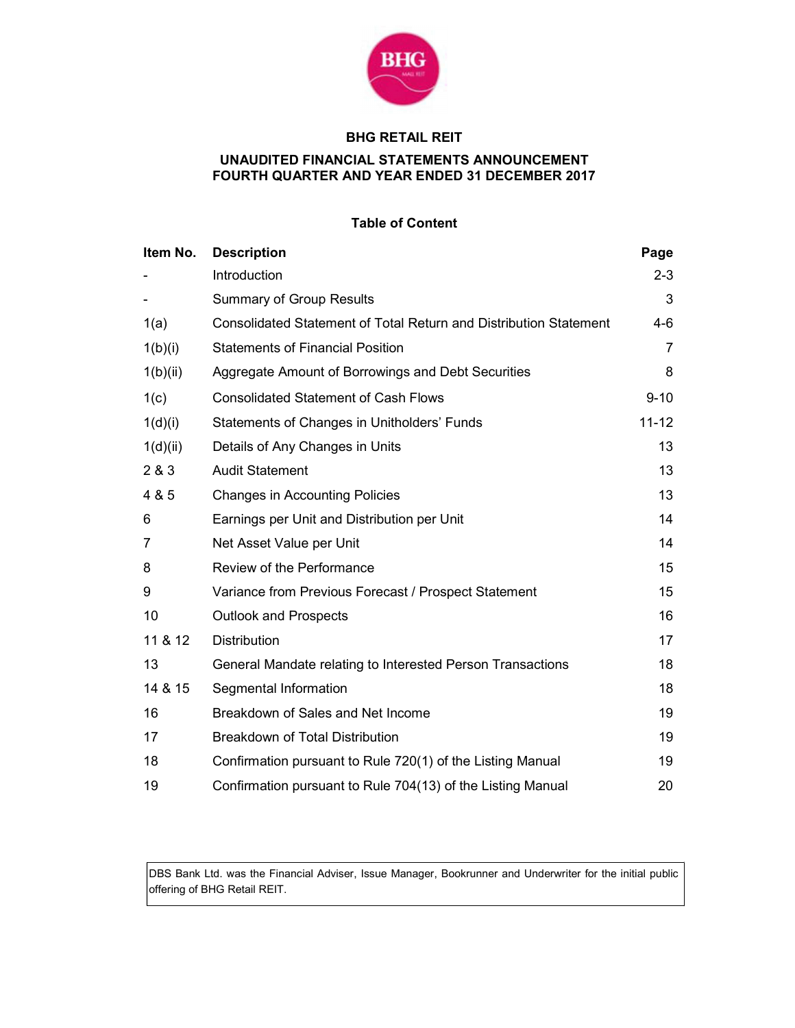# BHG RETAIL REIT

## UNAUDITED FINANCIAL STATEMENTS ANNOUNCEMENT
## FOURTH QUARTER AND YEAR ENDED 31 DECEMBER 2017

### Table of Content

| Item No. | Description | Page |
|---|---|---|
| - | Introduction | 2-3 |
| - | Summary of Group Results | 3 |
| 1(a) | Consolidated Statement of Total Return and Distribution Statement | 4-6 |
| 1(b)(i) | Statements of Financial Position | 7 |
| 1(b)(ii) | Aggregate Amount of Borrowings and Debt Securities | 8 |
| 1(c) | Consolidated Statement of Cash Flows | 9-10 |
| 1(d)(i) | Statements of Changes in Unitholders' Funds | 11-12 |
| 1(d)(ii) | Details of Any Changes in Units | 13 |
| 2 & 3 | Audit Statement | 13 |
| 4 & 5 | Changes in Accounting Policies | 13 |
| 6 | Earnings per Unit and Distribution per Unit | 14 |
| 7 | Net Asset Value per Unit | 14 |
| 8 | Review of the Performance | 15 |
| 9 | Variance from Previous Forecast / Prospect Statement | 15 |
| 10 | Outlook and Prospects | 16 |
| 11 & 12 | Distribution | 17 |
| 13 | General Mandate relating to Interested Person Transactions | 18 |
| 14 & 15 | Segmental Information | 18 |
| 16 | Breakdown of Sales and Net Income | 19 |
| 17 | Breakdown of Total Distribution | 19 |
| 18 | Confirmation pursuant to Rule 720(1) of the Listing Manual | 19 |
| 19 | Confirmation pursuant to Rule 704(13) of the Listing Manual | 20 |

DBS Bank Ltd. was the Financial Adviser, Issue Manager, Bookrunner and Underwriter for the initial public offering of BHG Retail REIT.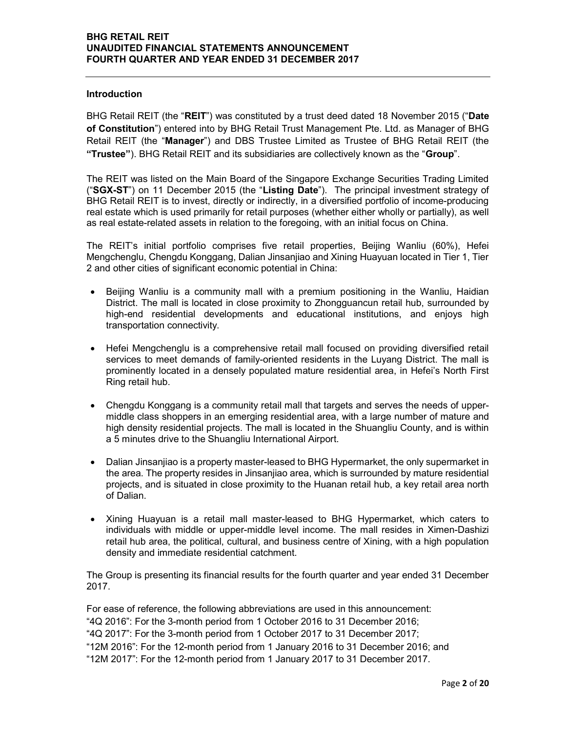### Introduction

BHG Retail REIT (the "**REIT**") was constituted by a trust deed dated 18 November 2015 ("**Date of Constitution**") entered into by BHG Retail Trust Management Pte. Ltd. as Manager of BHG Retail REIT (the "**Manager**") and DBS Trustee Limited as Trustee of BHG Retail REIT (the **"Trustee"**). BHG Retail REIT and its subsidiaries are collectively known as the "**Group**".

The REIT was listed on the Main Board of the Singapore Exchange Securities Trading Limited ("**SGX-ST**") on 11 December 2015 (the "**Listing Date**"). The principal investment strategy of BHG Retail REIT is to invest, directly or indirectly, in a diversified portfolio of income-producing real estate which is used primarily for retail purposes (whether either wholly or partially), as well as real estate-related assets in relation to the foregoing, with an initial focus on China.

The REIT's initial portfolio comprises five retail properties, Beijing Wanliu (60%), Hefei Mengchenglu, Chengdu Konggang, Dalian Jinsanjiao and Xining Huayuan located in Tier 1, Tier 2 and other cities of significant economic potential in China:

- Beijing Wanliu is a community mall with a premium positioning in the Wanliu, Haidian District. The mall is located in close proximity to Zhongguancun retail hub, surrounded by high-end residential developments and educational institutions, and enjoys high transportation connectivity.
- Hefei Mengchenglu is a comprehensive retail mall focused on providing diversified retail services to meet demands of family-oriented residents in the Luyang District. The mall is prominently located in a densely populated mature residential area, in Hefei's North First Ring retail hub.
- Chengdu Konggang is a community retail mall that targets and serves the needs of upper-middle class shoppers in an emerging residential area, with a large number of mature and high density residential projects. The mall is located in the Shuangliu County, and is within a 5 minutes drive to the Shuangliu International Airport.
- Dalian Jinsanjiao is a property master-leased to BHG Hypermarket, the only supermarket in the area. The property resides in Jinsanjiao area, which is surrounded by mature residential projects, and is situated in close proximity to the Huanan retail hub, a key retail area north of Dalian.
- Xining Huayuan is a retail mall master-leased to BHG Hypermarket, which caters to individuals with middle or upper-middle level income. The mall resides in Ximen-Dashizi retail hub area, the political, cultural, and business centre of Xining, with a high population density and immediate residential catchment.

The Group is presenting its financial results for the fourth quarter and year ended 31 December 2017.

For ease of reference, the following abbreviations are used in this announcement:
"4Q 2016": For the 3-month period from 1 October 2016 to 31 December 2016;
"4Q 2017": For the 3-month period from 1 October 2017 to 31 December 2017;
"12M 2016": For the 12-month period from 1 January 2016 to 31 December 2016; and
"12M 2017": For the 12-month period from 1 January 2017 to 31 December 2017.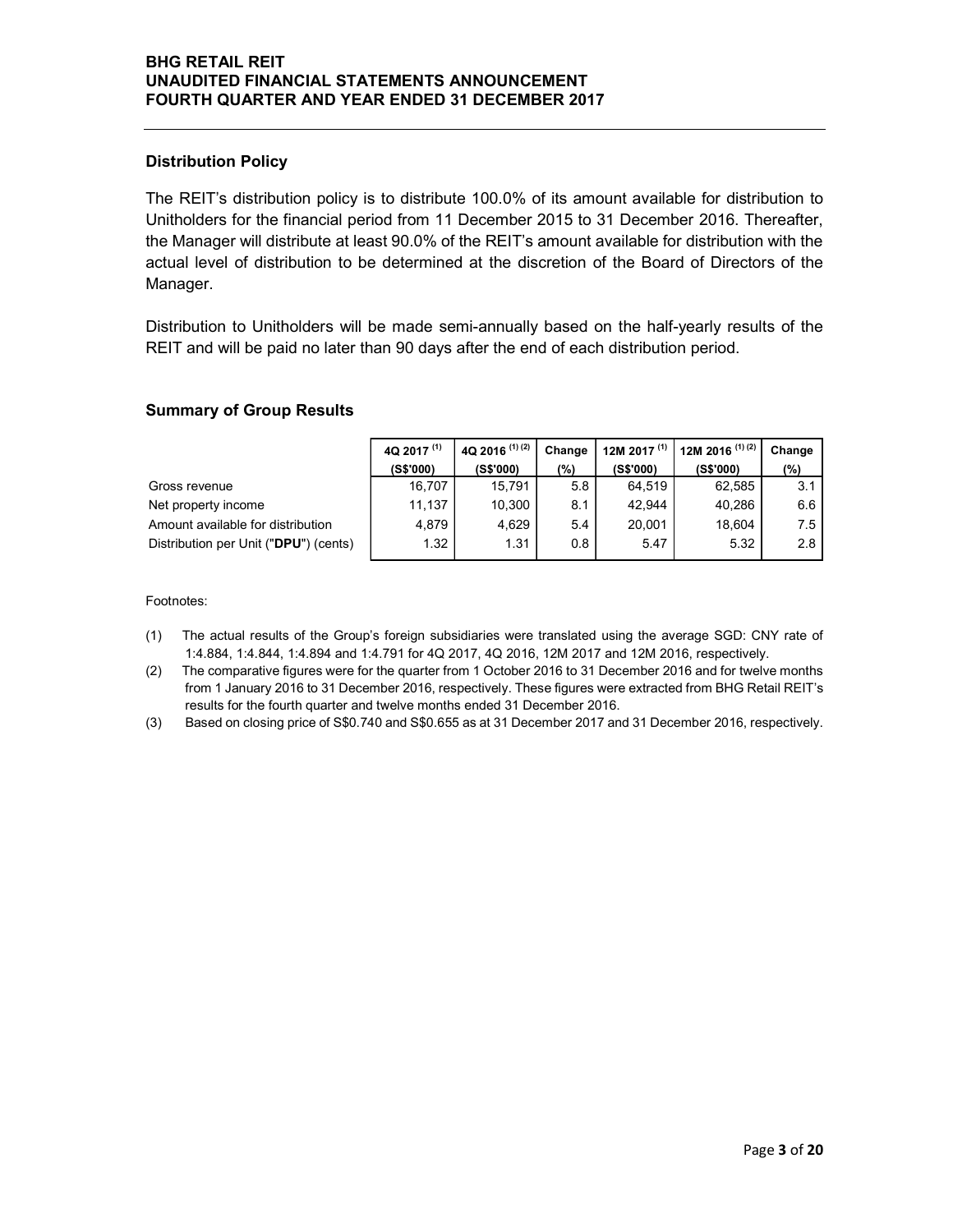## Distribution Policy

The REIT's distribution policy is to distribute 100.0% of its amount available for distribution to Unitholders for the financial period from 11 December 2015 to 31 December 2016. Thereafter, the Manager will distribute at least 90.0% of the REIT's amount available for distribution with the actual level of distribution to be determined at the discretion of the Board of Directors of the Manager.

Distribution to Unitholders will be made semi-annually based on the half-yearly results of the REIT and will be paid no later than 90 days after the end of each distribution period.

## Summary of Group Results

| | 4Q 2017 (1) (S$'000) | 4Q 2016 (1) (2) (S$'000) | Change (%) | 12M 2017 (1) (S$'000) | 12M 2016 (1) (2) (S$'000) | Change (%) |
|---|---|---|---|---|---|---|
| Gross revenue | 16,707 | 15,791 | 5.8 | 64,519 | 62,585 | 3.1 |
| Net property income | 11,137 | 10,300 | 8.1 | 42,944 | 40,286 | 6.6 |
| Amount available for distribution | 4,879 | 4,629 | 5.4 | 20,001 | 18,604 | 7.5 |
| Distribution per Unit ("**DPU**") (cents) | 1.32 | 1.31 | 0.8 | 5.47 | 5.32 | 2.8 |

Footnotes:

(1) The actual results of the Group's foreign subsidiaries were translated using the average SGD: CNY rate of 1:4.884, 1:4.844, 1:4.894 and 1:4.791 for 4Q 2017, 4Q 2016, 12M 2017 and 12M 2016, respectively.

(2) The comparative figures were for the quarter from 1 October 2016 to 31 December 2016 and for twelve months from 1 January 2016 to 31 December 2016, respectively. These figures were extracted from BHG Retail REIT's results for the fourth quarter and twelve months ended 31 December 2016.

(3) Based on closing price of S$0.740 and S$0.655 as at 31 December 2017 and 31 December 2016, respectively.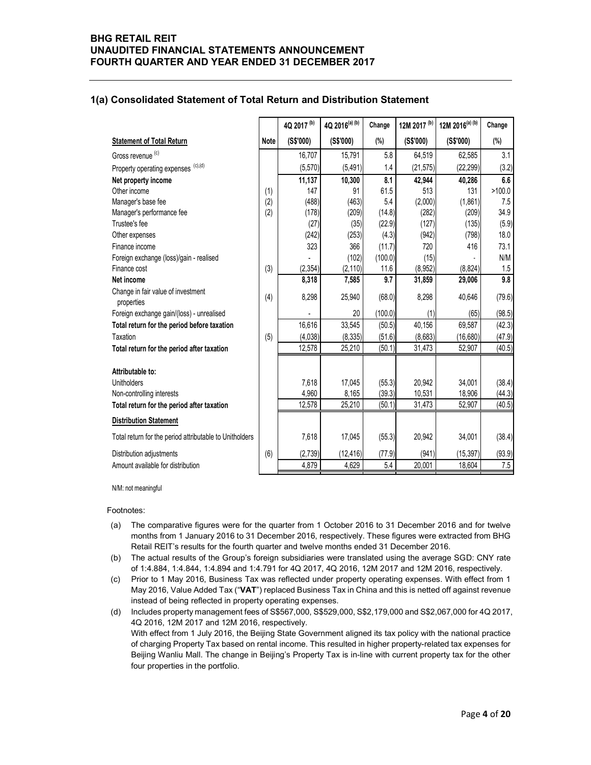## 1(a) Consolidated Statement of Total Return and Distribution Statement

| | | 4Q 2017 [b] | 4Q 2016 [a] [b] | Change | 12M 2017 [b] | 12M 2016 [a] [b] | Change |
|---|---|---|---|---|---|---|---|
| **Statement of Total Return** | **Note** | **(S$'000)** | **(S$'000)** | **(%)** | **(S$'000)** | **(S$'000)** | **(%)** |
| Gross revenue [c] | | 16,707 | 15,791 | 5.8 | 64,519 | 62,585 | 3.1 |
| Property operating expenses [c],[d] | | (5,570) | (5,491) | 1.4 | (21,575) | (22,299) | (3.2) |
| **Net property income** | | **11,137** | **10,300** | **8.1** | **42,944** | **40,286** | **6.6** |
| Other income | (1) | 147 | 91 | 61.5 | 513 | 131 | >100.0 |
| Manager's base fee | (2) | (488) | (463) | 5.4 | (2,000) | (1,861) | 7.5 |
| Manager's performance fee | (2) | (178) | (209) | (14.8) | (282) | (209) | 34.9 |
| Trustee's fee | | (27) | (35) | (22.9) | (127) | (135) | (5.9) |
| Other expenses | | (242) | (253) | (4.3) | (942) | (798) | 18.0 |
| Finance income | | 323 | 366 | (11.7) | 720 | 416 | 73.1 |
| Foreign exchange (loss)/gain - realised | | - | (102) | (100.0) | (15) | - | N/M |
| Finance cost | (3) | (2,354) | (2,110) | 11.6 | (8,952) | (8,824) | 1.5 |
| **Net income** | | **8,318** | **7,585** | **9.7** | **31,859** | **29,006** | **9.8** |
| Change in fair value of investment properties | (4) | 8,298 | 25,940 | (68.0) | 8,298 | 40,646 | (79.6) |
| Foreign exchange gain/(loss) - unrealised | | - | 20 | (100.0) | (1) | (65) | (98.5) |
| **Total return for the period before taxation** | | 16,616 | 33,545 | (50.5) | 40,156 | 69,587 | (42.3) |
| Taxation | (5) | (4,038) | (8,335) | (51.6) | (8,683) | (16,680) | (47.9) |
| **Total return for the period after taxation** | | 12,578 | 25,210 | (50.1) | 31,473 | 52,907 | (40.5) |
| **Attributable to:** | | | | | | | |
| Unitholders | | 7,618 | 17,045 | (55.3) | 20,942 | 34,001 | (38.4) |
| Non-controlling interests | | 4,960 | 8,165 | (39.3) | 10,531 | 18,906 | (44.3) |
| **Total return for the period after taxation** | | 12,578 | 25,210 | (50.1) | 31,473 | 52,907 | (40.5) |
| **Distribution Statement** | | | | | | | |
| Total return for the period attributable to Unitholders | | 7,618 | 17,045 | (55.3) | 20,942 | 34,001 | (38.4) |
| Distribution adjustments | (6) | (2,739) | (12,416) | (77.9) | (941) | (15,397) | (93.9) |
| Amount available for distribution | | 4,879 | 4,629 | 5.4 | 20,001 | 18,604 | 7.5 |

N/M: not meaningful

Footnotes:

(a) The comparative figures were for the quarter from 1 October 2016 to 31 December 2016 and for twelve months from 1 January 2016 to 31 December 2016, respectively. These figures were extracted from BHG Retail REIT's results for the fourth quarter and twelve months ended 31 December 2016.

(b) The actual results of the Group's foreign subsidiaries were translated using the average SGD: CNY rate of 1:4.884, 1:4.844, 1:4.894 and 1:4.791 for 4Q 2017, 4Q 2016, 12M 2017 and 12M 2016, respectively.

(c) Prior to 1 May 2016, Business Tax was reflected under property operating expenses. With effect from 1 May 2016, Value Added Tax ("**VAT**") replaced Business Tax in China and this is netted off against revenue instead of being reflected in property operating expenses.

(d) Includes property management fees of S$567,000, S$529,000, S$2,179,000 and S$2,067,000 for 4Q 2017, 4Q 2016, 12M 2017 and 12M 2016, respectively.
With effect from 1 July 2016, the Beijing State Government aligned its tax policy with the national practice of charging Property Tax based on rental income. This resulted in higher property-related tax expenses for Beijing Wanliu Mall. The change in Beijing's Property Tax is in-line with current property tax for the other four properties in the portfolio.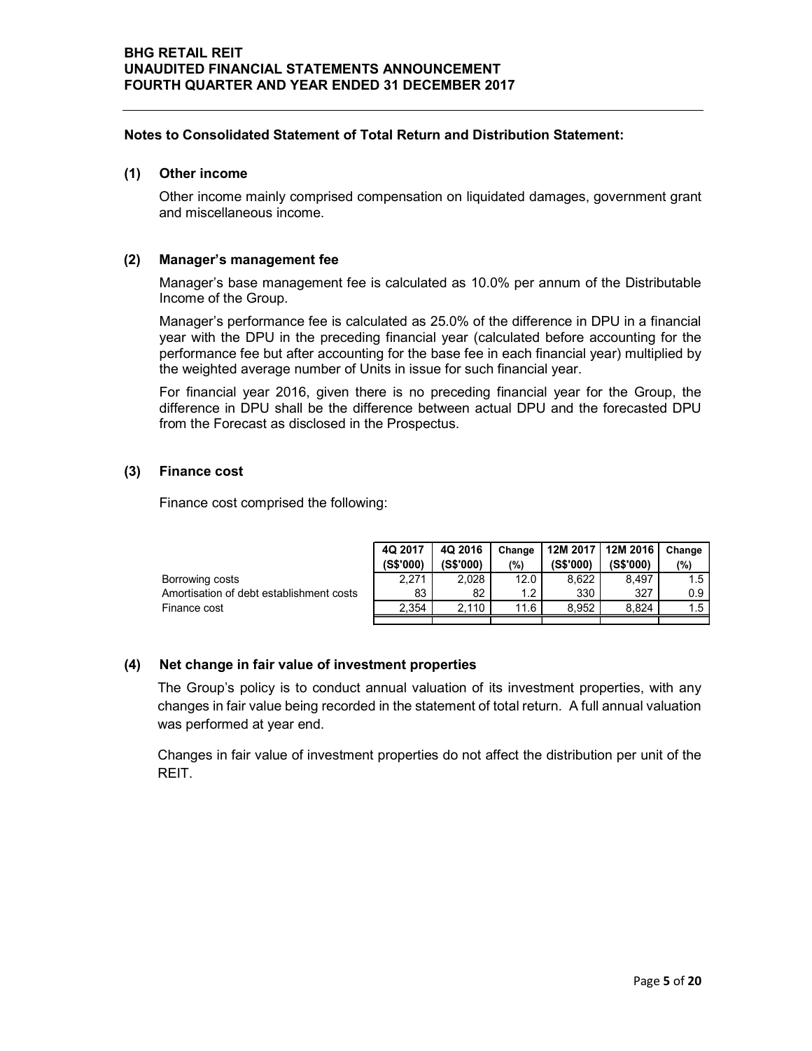**Notes to Consolidated Statement of Total Return and Distribution Statement:**

**(1) Other income**

Other income mainly comprised compensation on liquidated damages, government grant and miscellaneous income.

**(2) Manager's management fee**

Manager's base management fee is calculated as 10.0% per annum of the Distributable Income of the Group.

Manager's performance fee is calculated as 25.0% of the difference in DPU in a financial year with the DPU in the preceding financial year (calculated before accounting for the performance fee but after accounting for the base fee in each financial year) multiplied by the weighted average number of Units in issue for such financial year.

For financial year 2016, given there is no preceding financial year for the Group, the difference in DPU shall be the difference between actual DPU and the forecasted DPU from the Forecast as disclosed in the Prospectus.

**(3) Finance cost**

Finance cost comprised the following:

| | 4Q 2017 (S$'000) | 4Q 2016 (S$'000) | Change (%) | 12M 2017 (S$'000) | 12M 2016 (S$'000) | Change (%) |
|---|---|---|---|---|---|---|
| Borrowing costs | 2,271 | 2,028 | 12.0 | 8,622 | 8,497 | 1.5 |
| Amortisation of debt establishment costs | 83 | 82 | 1.2 | 330 | 327 | 0.9 |
| Finance cost | 2,354 | 2,110 | 11.6 | 8,952 | 8,824 | 1.5 |

**(4) Net change in fair value of investment properties**

The Group's policy is to conduct annual valuation of its investment properties, with any changes in fair value being recorded in the statement of total return. A full annual valuation was performed at year end.

Changes in fair value of investment properties do not affect the distribution per unit of the REIT.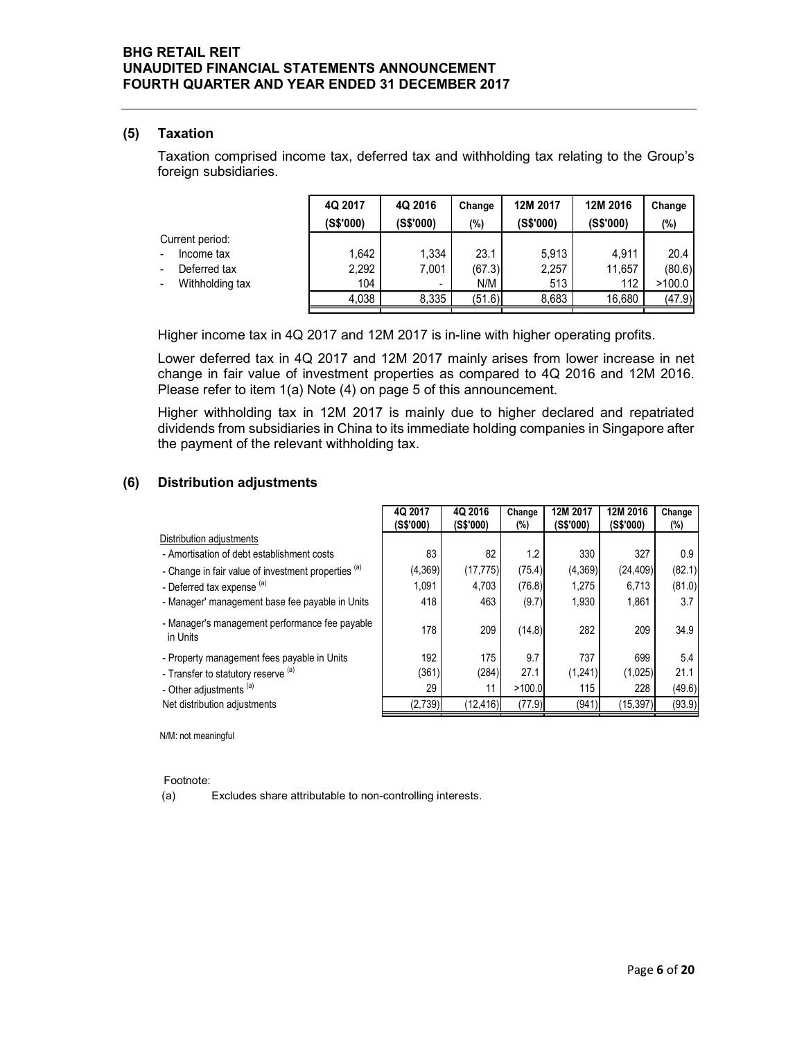### (5) Taxation

Taxation comprised income tax, deferred tax and withholding tax relating to the Group's foreign subsidiaries.

| | 4Q 2017 (S\$'000) | 4Q 2016 (S\$'000) | Change (%) | 12M 2017 (S\$'000) | 12M 2016 (S\$'000) | Change (%) |
|---|---|---|---|---|---|---|
| Current period: | | | | | | |
| - Income tax | 1,642 | 1,334 | 23.1 | 5,913 | 4,911 | 20.4 |
| - Deferred tax | 2,292 | 7,001 | (67.3) | 2,257 | 11,657 | (80.6) |
| - Withholding tax | 104 | - | N/M | 513 | 112 | >100.0 |
| | 4,038 | 8,335 | (51.6) | 8,683 | 16,680 | (47.9) |

Higher income tax in 4Q 2017 and 12M 2017 is in-line with higher operating profits.

Lower deferred tax in 4Q 2017 and 12M 2017 mainly arises from lower increase in net change in fair value of investment properties as compared to 4Q 2016 and 12M 2016. Please refer to item 1(a) Note (4) on page 5 of this announcement.

Higher withholding tax in 12M 2017 is mainly due to higher declared and repatriated dividends from subsidiaries in China to its immediate holding companies in Singapore after the payment of the relevant withholding tax.

### (6) Distribution adjustments

| | 4Q 2017 (S\$'000) | 4Q 2016 (S\$'000) | Change (%) | 12M 2017 (S\$'000) | 12M 2016 (S\$'000) | Change (%) |
|---|---|---|---|---|---|---|
| Distribution adjustments | | | | | | |
| - Amortisation of debt establishment costs | 83 | 82 | 1.2 | 330 | 327 | 0.9 |
| - Change in fair value of investment properties [(a)] | (4,369) | (17,775) | (75.4) | (4,369) | (24,409) | (82.1) |
| - Deferred tax expense [(a)] | 1,091 | 4,703 | (76.8) | 1,275 | 6,713 | (81.0) |
| - Manager' management base fee payable in Units | 418 | 463 | (9.7) | 1,930 | 1,861 | 3.7 |
| - Manager's management performance fee payable in Units | 178 | 209 | (14.8) | 282 | 209 | 34.9 |
| - Property management fees payable in Units | 192 | 175 | 9.7 | 737 | 699 | 5.4 |
| - Transfer to statutory reserve [(a)] | (361) | (284) | 27.1 | (1,241) | (1,025) | 21.1 |
| - Other adjustments [(a)] | 29 | 11 | >100.0 | 115 | 228 | (49.6) |
| Net distribution adjustments | (2,739) | (12,416) | (77.9) | (941) | (15,397) | (93.9) |

N/M: not meaningful

Footnote:

(a) Excludes share attributable to non-controlling interests.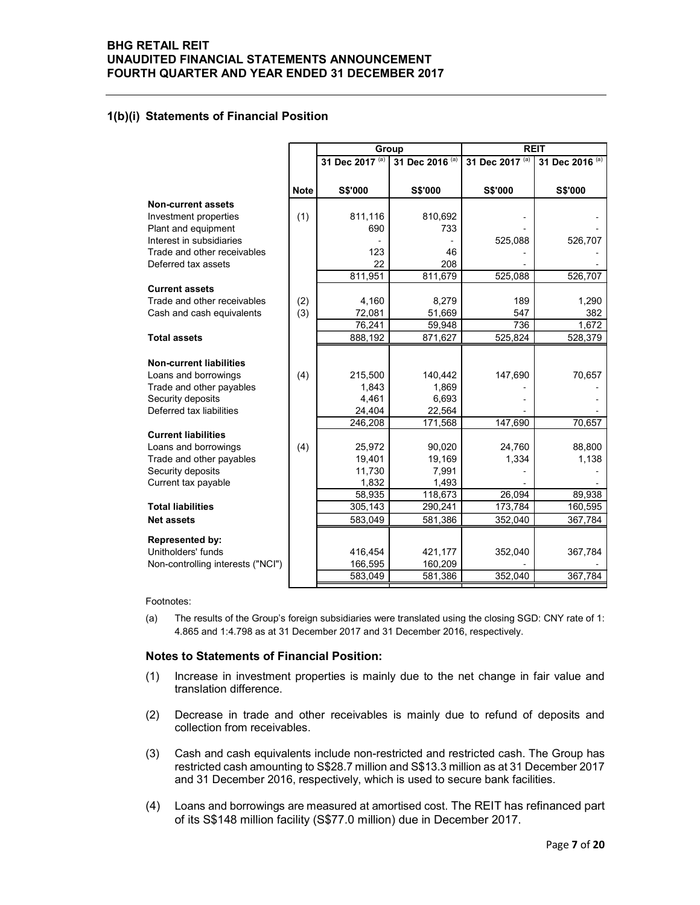## 1(b)(i) Statements of Financial Position

| | Note | Group | | REIT | |
|---|---|---|---|---|---|
| | | 31 Dec 2017 [(a)] | 31 Dec 2016 [(a)] | 31 Dec 2017 [(a)] | 31 Dec 2016 [(a)] |
| | | S$'000 | S$'000 | S$'000 | S$'000 |
| **Non-current assets** | | | | | |
| Investment properties | (1) | 811,116 | 810,692 | - | - |
| Plant and equipment | | 690 | 733 | - | - |
| Interest in subsidiaries | | - | - | 525,088 | 526,707 |
| Trade and other receivables | | 123 | 46 | - | - |
| Deferred tax assets | | 22 | 208 | - | - |
| | | 811,951 | 811,679 | 525,088 | 526,707 |
| **Current assets** | | | | | |
| Trade and other receivables | (2) | 4,160 | 8,279 | 189 | 1,290 |
| Cash and cash equivalents | (3) | 72,081 | 51,669 | 547 | 382 |
| | | 76,241 | 59,948 | 736 | 1,672 |
| **Total assets** | | 888,192 | 871,627 | 525,824 | 528,379 |
| **Non-current liabilities** | | | | | |
| Loans and borrowings | (4) | 215,500 | 140,442 | 147,690 | 70,657 |
| Trade and other payables | | 1,843 | 1,869 | - | - |
| Security deposits | | 4,461 | 6,693 | - | - |
| Deferred tax liabilities | | 24,404 | 22,564 | - | - |
| | | 246,208 | 171,568 | 147,690 | 70,657 |
| **Current liabilities** | | | | | |
| Loans and borrowings | (4) | 25,972 | 90,020 | 24,760 | 88,800 |
| Trade and other payables | | 19,401 | 19,169 | 1,334 | 1,138 |
| Security deposits | | 11,730 | 7,991 | - | - |
| Current tax payable | | 1,832 | 1,493 | - | - |
| | | 58,935 | 118,673 | 26,094 | 89,938 |
| **Total liabilities** | | 305,143 | 290,241 | 173,784 | 160,595 |
| **Net assets** | | 583,049 | 581,386 | 352,040 | 367,784 |
| **Represented by:** | | | | | |
| Unitholders' funds | | 416,454 | 421,177 | 352,040 | 367,784 |
| Non-controlling interests ("NCI") | | 166,595 | 160,209 | - | - |
| | | 583,049 | 581,386 | 352,040 | 367,784 |

Footnotes:

(a) The results of the Group's foreign subsidiaries were translated using the closing SGD: CNY rate of 1: 4.865 and 1:4.798 as at 31 December 2017 and 31 December 2016, respectively.

### Notes to Statements of Financial Position:

(1) Increase in investment properties is mainly due to the net change in fair value and translation difference.

(2) Decrease in trade and other receivables is mainly due to refund of deposits and collection from receivables.

(3) Cash and cash equivalents include non-restricted and restricted cash. The Group has restricted cash amounting to S$28.7 million and S$13.3 million as at 31 December 2017 and 31 December 2016, respectively, which is used to secure bank facilities.

(4) Loans and borrowings are measured at amortised cost. The REIT has refinanced part of its S$148 million facility (S$77.0 million) due in December 2017.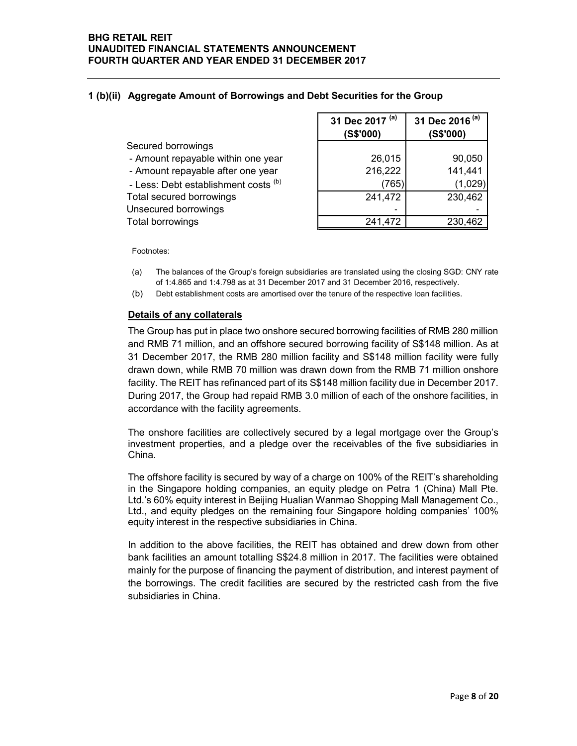## 1 (b)(ii) Aggregate Amount of Borrowings and Debt Securities for the Group

| | 31 Dec 2017 [(a)] (S$'000) | 31 Dec 2016 [(a)] (S$'000) |
|---|---|---|
| Secured borrowings | | |
| - Amount repayable within one year | 26,015 | 90,050 |
| - Amount repayable after one year | 216,222 | 141,441 |
| - Less: Debt establishment costs [(b)] | (765) | (1,029) |
| Total secured borrowings | 241,472 | 230,462 |
| Unsecured borrowings | - | - |
| Total borrowings | 241,472 | 230,462 |

Footnotes:

(a) The balances of the Group's foreign subsidiaries are translated using the closing SGD: CNY rate of 1:4.865 and 1:4.798 as at 31 December 2017 and 31 December 2016, respectively.

(b) Debt establishment costs are amortised over the tenure of the respective loan facilities.

**Details of any collaterals**

The Group has put in place two onshore secured borrowing facilities of RMB 280 million and RMB 71 million, and an offshore secured borrowing facility of S$148 million. As at 31 December 2017, the RMB 280 million facility and S$148 million facility were fully drawn down, while RMB 70 million was drawn down from the RMB 71 million onshore facility. The REIT has refinanced part of its S$148 million facility due in December 2017. During 2017, the Group had repaid RMB 3.0 million of each of the onshore facilities, in accordance with the facility agreements.

The onshore facilities are collectively secured by a legal mortgage over the Group's investment properties, and a pledge over the receivables of the five subsidiaries in China.

The offshore facility is secured by way of a charge on 100% of the REIT's shareholding in the Singapore holding companies, an equity pledge on Petra 1 (China) Mall Pte. Ltd.'s 60% equity interest in Beijing Hualian Wanmao Shopping Mall Management Co., Ltd., and equity pledges on the remaining four Singapore holding companies' 100% equity interest in the respective subsidiaries in China.

In addition to the above facilities, the REIT has obtained and drew down from other bank facilities an amount totalling S$24.8 million in 2017. The facilities were obtained mainly for the purpose of financing the payment of distribution, and interest payment of the borrowings. The credit facilities are secured by the restricted cash from the five subsidiaries in China.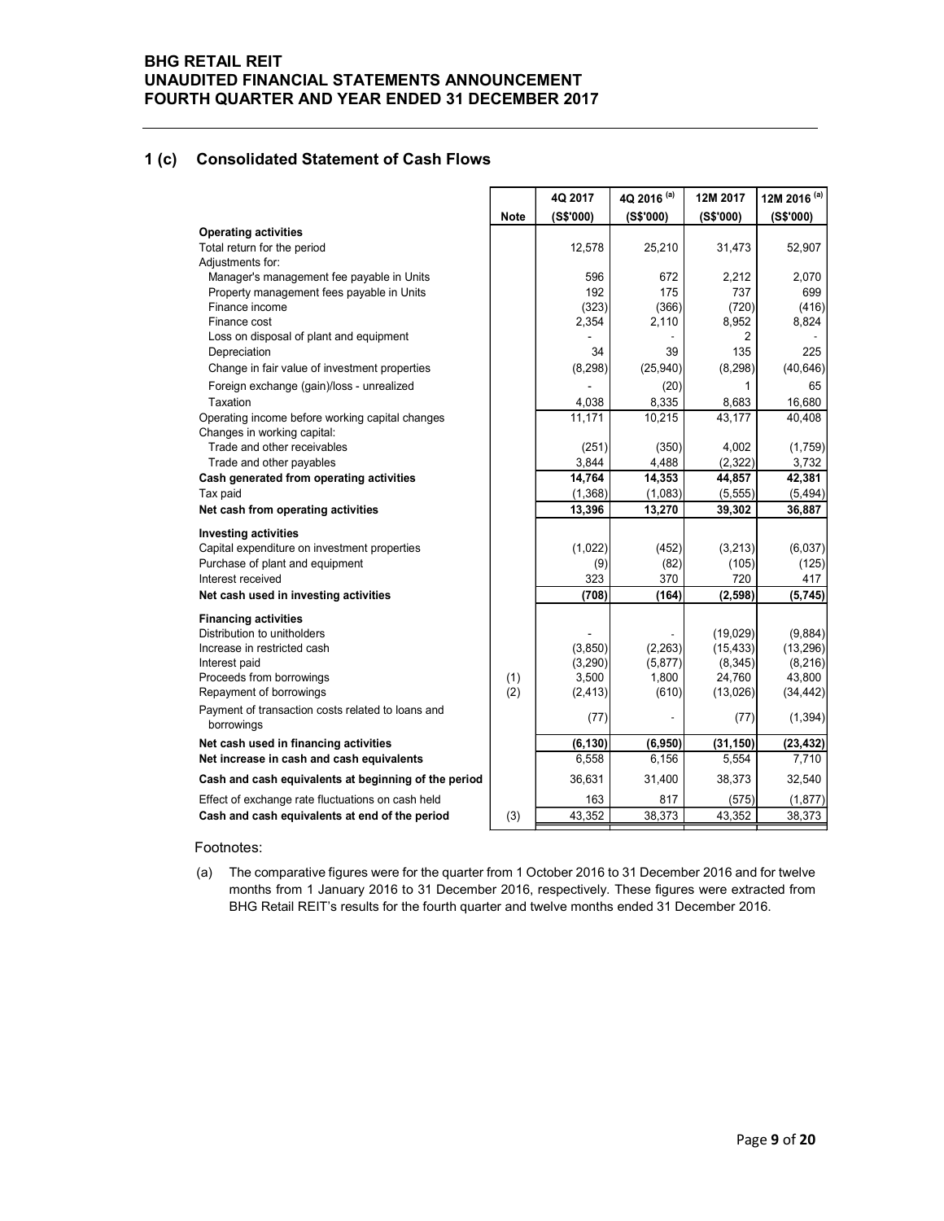## 1 (c) Consolidated Statement of Cash Flows

| | Note | 4Q 2017 (S$'000) | 4Q 2016 [(a)] (S$'000) | 12M 2017 (S$'000) | 12M 2016 [(a)] (S$'000) |
|---|---|---|---|---|---|
| **Operating activities** | | | | | |
| Total return for the period | | 12,578 | 25,210 | 31,473 | 52,907 |
| Adjustments for: | | | | | |
| Manager's management fee payable in Units | | 596 | 672 | 2,212 | 2,070 |
| Property management fees payable in Units | | 192 | 175 | 737 | 699 |
| Finance income | | (323) | (366) | (720) | (416) |
| Finance cost | | 2,354 | 2,110 | 8,952 | 8,824 |
| Loss on disposal of plant and equipment | | - | - | 2 | - |
| Depreciation | | 34 | 39 | 135 | 225 |
| Change in fair value of investment properties | | (8,298) | (25,940) | (8,298) | (40,646) |
| Foreign exchange (gain)/loss - unrealized | | - | (20) | 1 | 65 |
| Taxation | | 4,038 | 8,335 | 8,683 | 16,680 |
| Operating income before working capital changes | | 11,171 | 10,215 | 43,177 | 40,408 |
| Changes in working capital: | | | | | |
| Trade and other receivables | | (251) | (350) | 4,002 | (1,759) |
| Trade and other payables | | 3,844 | 4,488 | (2,322) | 3,732 |
| **Cash generated from operating activities** | | **14,764** | **14,353** | **44,857** | **42,381** |
| Tax paid | | (1,368) | (1,083) | (5,555) | (5,494) |
| **Net cash from operating activities** | | **13,396** | **13,270** | **39,302** | **36,887** |
| **Investing activities** | | | | | |
| Capital expenditure on investment properties | | (1,022) | (452) | (3,213) | (6,037) |
| Purchase of plant and equipment | | (9) | (82) | (105) | (125) |
| Interest received | | 323 | 370 | 720 | 417 |
| **Net cash used in investing activities** | | **(708)** | **(164)** | **(2,598)** | **(5,745)** |
| **Financing activities** | | | | | |
| Distribution to unitholders | | - | - | (19,029) | (9,884) |
| Increase in restricted cash | | (3,850) | (2,263) | (15,433) | (13,296) |
| Interest paid | | (3,290) | (5,877) | (8,345) | (8,216) |
| Proceeds from borrowings | (1) | 3,500 | 1,800 | 24,760 | 43,800 |
| Repayment of borrowings | (2) | (2,413) | (610) | (13,026) | (34,442) |
| Payment of transaction costs related to loans and borrowings | | (77) | - | (77) | (1,394) |
| **Net cash used in financing activities** | | **(6,130)** | **(6,950)** | **(31,150)** | **(23,432)** |
| **Net increase in cash and cash equivalents** | | 6,558 | 6,156 | 5,554 | 7,710 |
| **Cash and cash equivalents at beginning of the period** | | 36,631 | 31,400 | 38,373 | 32,540 |
| Effect of exchange rate fluctuations on cash held | | 163 | 817 | (575) | (1,877) |
| **Cash and cash equivalents at end of the period** | (3) | 43,352 | 38,373 | 43,352 | 38,373 |

Footnotes:

(a) The comparative figures were for the quarter from 1 October 2016 to 31 December 2016 and for twelve months from 1 January 2016 to 31 December 2016, respectively. These figures were extracted from BHG Retail REIT's results for the fourth quarter and twelve months ended 31 December 2016.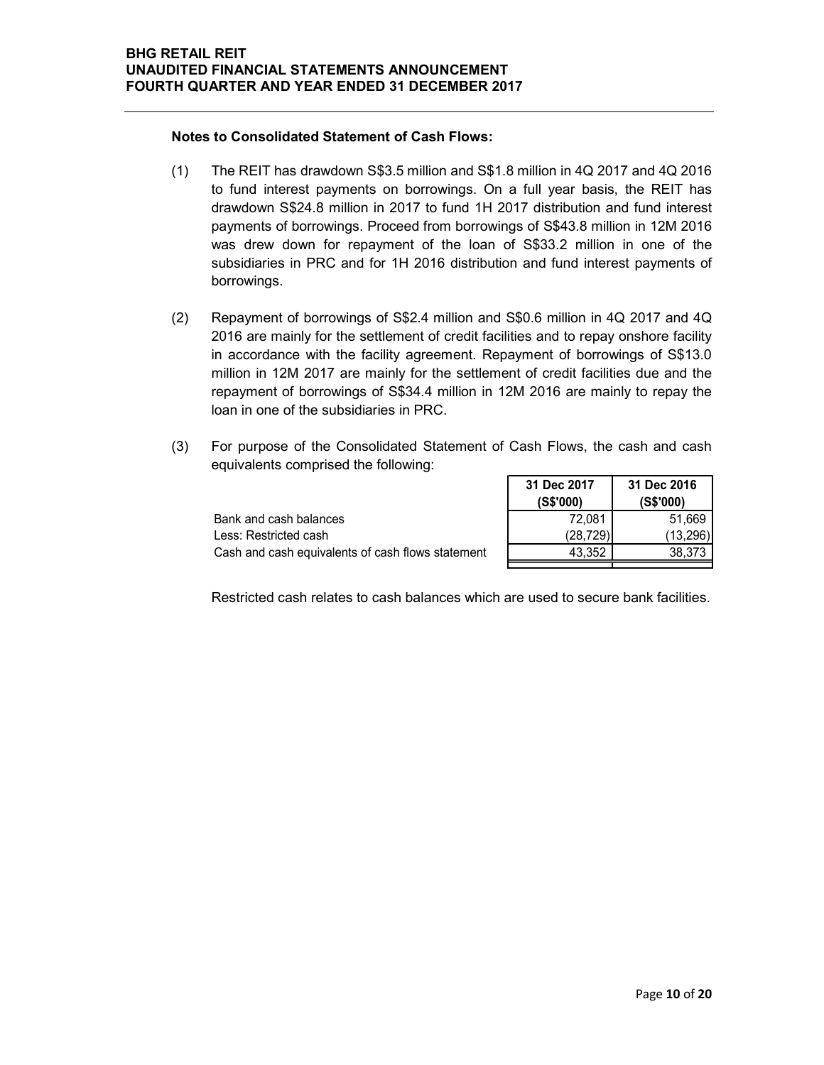**Notes to Consolidated Statement of Cash Flows:**

(1) The REIT has drawdown S$3.5 million and S$1.8 million in 4Q 2017 and 4Q 2016 to fund interest payments on borrowings. On a full year basis, the REIT has drawdown S$24.8 million in 2017 to fund 1H 2017 distribution and fund interest payments of borrowings. Proceed from borrowings of S$43.8 million in 12M 2016 was drew down for repayment of the loan of S$33.2 million in one of the subsidiaries in PRC and for 1H 2016 distribution and fund interest payments of borrowings.

(2) Repayment of borrowings of S$2.4 million and S$0.6 million in 4Q 2017 and 4Q 2016 are mainly for the settlement of credit facilities and to repay onshore facility in accordance with the facility agreement. Repayment of borrowings of S$13.0 million in 12M 2017 are mainly for the settlement of credit facilities due and the repayment of borrowings of S$34.4 million in 12M 2016 are mainly to repay the loan in one of the subsidiaries in PRC.

(3) For purpose of the Consolidated Statement of Cash Flows, the cash and cash equivalents comprised the following:

| | 31 Dec 2017 (S$'000) | 31 Dec 2016 (S$'000) |
|---|---|---|
| Bank and cash balances | 72,081 | 51,669 |
| Less: Restricted cash | (28,729) | (13,296) |
| Cash and cash equivalents of cash flows statement | 43,352 | 38,373 |

Restricted cash relates to cash balances which are used to secure bank facilities.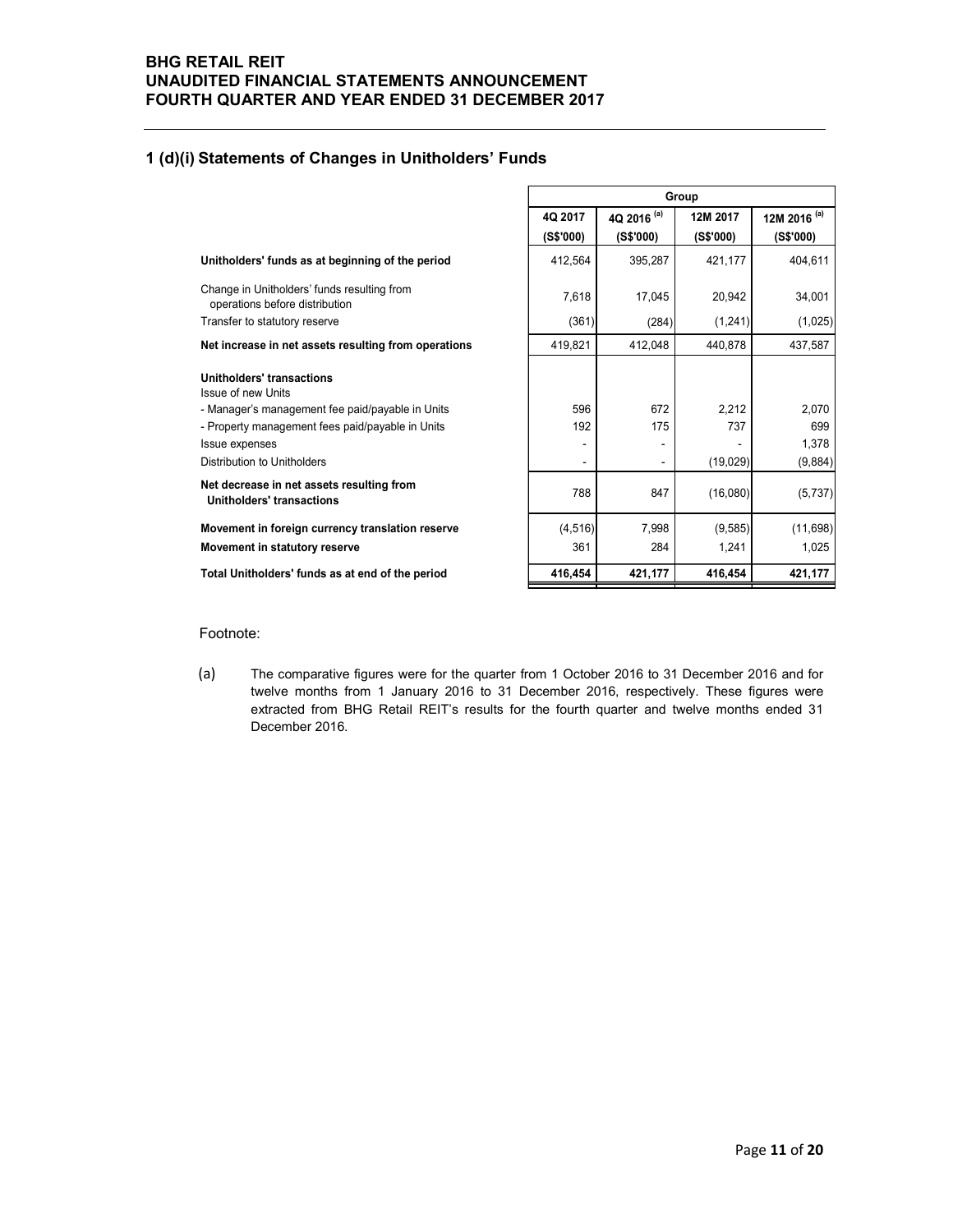## 1 (d)(i) Statements of Changes in Unitholders' Funds

| | Group | | | |
|---|---|---|---|---|
| | 4Q 2017 (S$'000) | 4Q 2016 [(a)] (S$'000) | 12M 2017 (S$'000) | 12M 2016 [(a)] (S$'000) |
| **Unitholders' funds as at beginning of the period** | 412,564 | 395,287 | 421,177 | 404,611 |
| Change in Unitholders' funds resulting from operations before distribution | 7,618 | 17,045 | 20,942 | 34,001 |
| Transfer to statutory reserve | (361) | (284) | (1,241) | (1,025) |
| **Net increase in net assets resulting from operations** | 419,821 | 412,048 | 440,878 | 437,587 |
| **Unitholders' transactions** | | | | |
| Issue of new Units | | | | |
| - Manager's management fee paid/payable in Units | 596 | 672 | 2,212 | 2,070 |
| - Property management fees paid/payable in Units | 192 | 175 | 737 | 699 |
| Issue expenses | - | - | - | 1,378 |
| Distribution to Unitholders | - | - | (19,029) | (9,884) |
| **Net decrease in net assets resulting from Unitholders' transactions** | 788 | 847 | (16,080) | (5,737) |
| **Movement in foreign currency translation reserve** | (4,516) | 7,998 | (9,585) | (11,698) |
| **Movement in statutory reserve** | 361 | 284 | 1,241 | 1,025 |
| **Total Unitholders' funds as at end of the period** | **416,454** | **421,177** | **416,454** | **421,177** |

Footnote:

(a) The comparative figures were for the quarter from 1 October 2016 to 31 December 2016 and for twelve months from 1 January 2016 to 31 December 2016, respectively. These figures were extracted from BHG Retail REIT's results for the fourth quarter and twelve months ended 31 December 2016.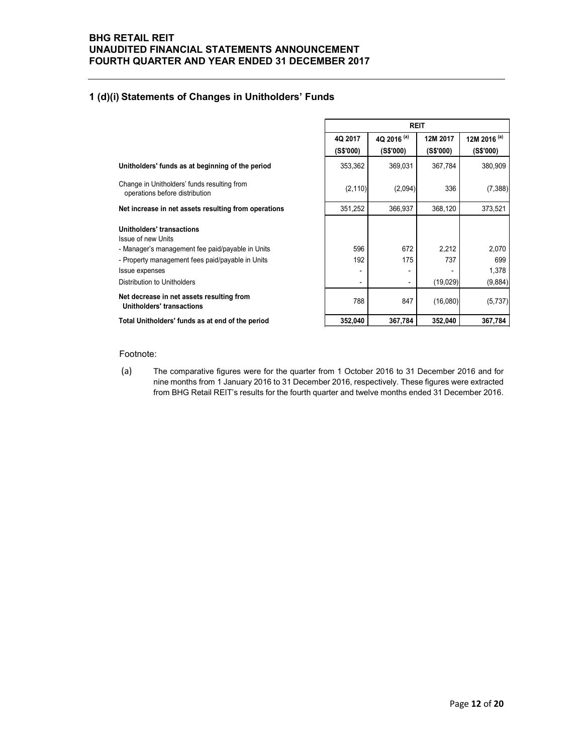## 1 (d)(i) Statements of Changes in Unitholders' Funds

| | REIT | | | |
|---|---|---|---|---|
| | 4Q 2017 (S$'000) | 4Q 2016 [(a)] (S$'000) | 12M 2017 (S$'000) | 12M 2016 [(a)] (S$'000) |
| **Unitholders' funds as at beginning of the period** | 353,362 | 369,031 | 367,784 | 380,909 |
| Change in Unitholders' funds resulting from operations before distribution | (2,110) | (2,094) | 336 | (7,388) |
| **Net increase in net assets resulting from operations** | 351,252 | 366,937 | 368,120 | 373,521 |
| **Unitholders' transactions** | | | | |
| Issue of new Units | | | | |
| - Manager's management fee paid/payable in Units | 596 | 672 | 2,212 | 2,070 |
| - Property management fees paid/payable in Units | 192 | 175 | 737 | 699 |
| Issue expenses | - | - | - | 1,378 |
| Distribution to Unitholders | - | - | (19,029) | (9,884) |
| **Net decrease in net assets resulting from Unitholders' transactions** | 788 | 847 | (16,080) | (5,737) |
| **Total Unitholders' funds as at end of the period** | **352,040** | **367,784** | **352,040** | **367,784** |

Footnote:

(a) The comparative figures were for the quarter from 1 October 2016 to 31 December 2016 and for nine months from 1 January 2016 to 31 December 2016, respectively. These figures were extracted from BHG Retail REIT's results for the fourth quarter and twelve months ended 31 December 2016.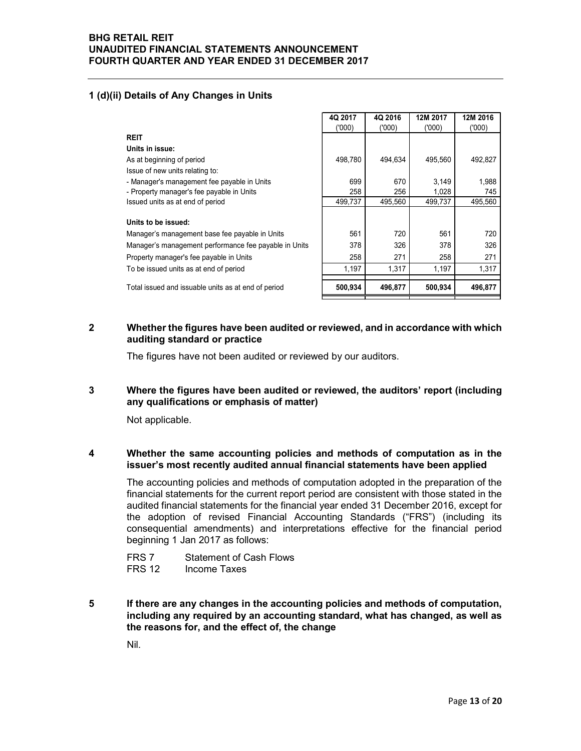## 1 (d)(ii) Details of Any Changes in Units

| | 4Q 2017 ('000) | 4Q 2016 ('000) | 12M 2017 ('000) | 12M 2016 ('000) |
|---|---|---|---|---|
| **REIT** | | | | |
| **Units in issue:** | | | | |
| As at beginning of period | 498,780 | 494,634 | 495,560 | 492,827 |
| Issue of new units relating to: | | | | |
| - Manager's management fee payable in Units | 699 | 670 | 3,149 | 1,988 |
| - Property manager's fee payable in Units | 258 | 256 | 1,028 | 745 |
| Issued units as at end of period | 499,737 | 495,560 | 499,737 | 495,560 |
| **Units to be issued:** | | | | |
| Manager's management base fee payable in Units | 561 | 720 | 561 | 720 |
| Manager's management performance fee payable in Units | 378 | 326 | 378 | 326 |
| Property manager's fee payable in Units | 258 | 271 | 258 | 271 |
| To be issued units as at end of period | 1,197 | 1,317 | 1,197 | 1,317 |
| Total issued and issuable units as at end of period | **500,934** | **496,877** | **500,934** | **496,877** |

## 2 Whether the figures have been audited or reviewed, and in accordance with which auditing standard or practice

The figures have not been audited or reviewed by our auditors.

## 3 Where the figures have been audited or reviewed, the auditors' report (including any qualifications or emphasis of matter)

Not applicable.

## 4 Whether the same accounting policies and methods of computation as in the issuer's most recently audited annual financial statements have been applied

The accounting policies and methods of computation adopted in the preparation of the financial statements for the current report period are consistent with those stated in the audited financial statements for the financial year ended 31 December 2016, except for the adoption of revised Financial Accounting Standards ("FRS") (including its consequential amendments) and interpretations effective for the financial period beginning 1 Jan 2017 as follows:

FRS 7 Statement of Cash Flows
FRS 12 Income Taxes

## 5 If there are any changes in the accounting policies and methods of computation, including any required by an accounting standard, what has changed, as well as the reasons for, and the effect of, the change

Nil.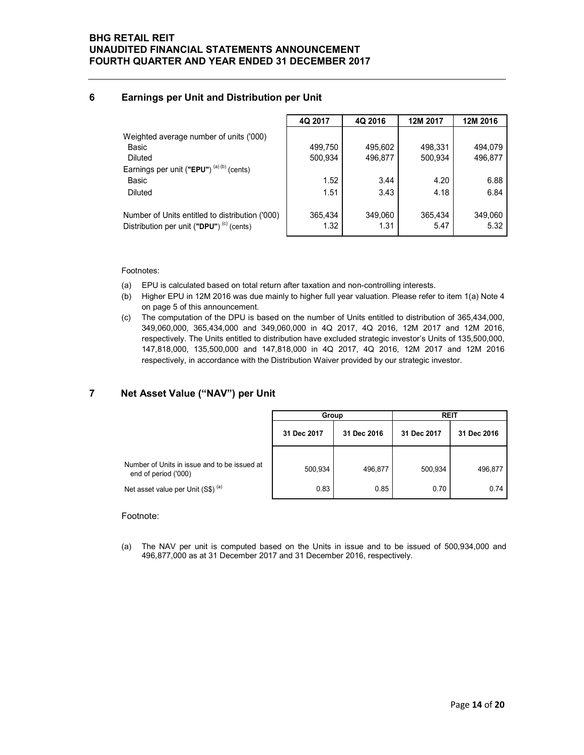## 6 Earnings per Unit and Distribution per Unit

| | 4Q 2017 | 4Q 2016 | 12M 2017 | 12M 2016 |
|---|---|---|---|---|
| Weighted average number of units ('000) | | | | |
| Basic | 499,750 | 495,602 | 498,331 | 494,079 |
| Diluted | 500,934 | 496,877 | 500,934 | 496,877 |
| Earnings per unit (**"EPU"**) [(a) (b)] (cents) | | | | |
| Basic | 1.52 | 3.44 | 4.20 | 6.88 |
| Diluted | 1.51 | 3.43 | 4.18 | 6.84 |
| Number of Units entitled to distribution ('000) | 365,434 | 349,060 | 365,434 | 349,060 |
| Distribution per unit (**"DPU"**) [(c)] (cents) | 1.32 | 1.31 | 5.47 | 5.32 |

Footnotes:

(a) EPU is calculated based on total return after taxation and non-controlling interests.

(b) Higher EPU in 12M 2016 was due mainly to higher full year valuation. Please refer to item 1(a) Note 4 on page 5 of this announcement.

(c) The computation of the DPU is based on the number of Units entitled to distribution of 365,434,000, 349,060,000, 365,434,000 and 349,060,000 in 4Q 2017, 4Q 2016, 12M 2017 and 12M 2016, respectively. The Units entitled to distribution have excluded strategic investor's Units of 135,500,000, 147,818,000, 135,500,000 and 147,818,000 in 4Q 2017, 4Q 2016, 12M 2017 and 12M 2016 respectively, in accordance with the Distribution Waiver provided by our strategic investor.

## 7 Net Asset Value ("NAV") per Unit

| | Group | | REIT | |
|---|---|---|---|---|
| | 31 Dec 2017 | 31 Dec 2016 | 31 Dec 2017 | 31 Dec 2016 |
| Number of Units in issue and to be issued at end of period ('000) | 500,934 | 496,877 | 500,934 | 496,877 |
| Net asset value per Unit (S$) [(a)] | 0.83 | 0.85 | 0.70 | 0.74 |

Footnote:

(a) The NAV per unit is computed based on the Units in issue and to be issued of 500,934,000 and 496,877,000 as at 31 December 2017 and 31 December 2016, respectively.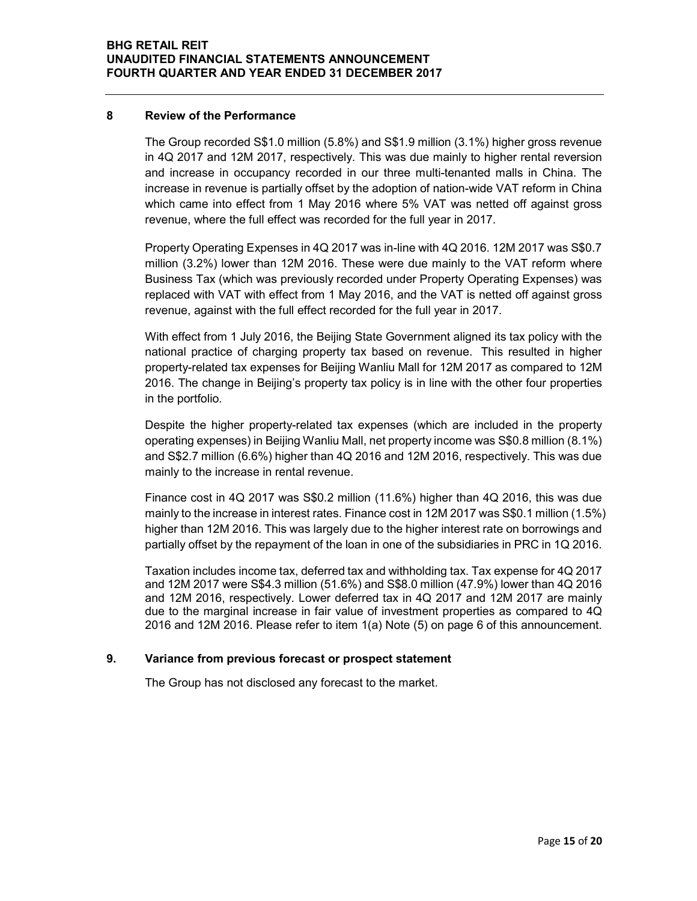## 8 Review of the Performance

The Group recorded S$1.0 million (5.8%) and S$1.9 million (3.1%) higher gross revenue in 4Q 2017 and 12M 2017, respectively. This was due mainly to higher rental reversion and increase in occupancy recorded in our three multi-tenanted malls in China. The increase in revenue is partially offset by the adoption of nation-wide VAT reform in China which came into effect from 1 May 2016 where 5% VAT was netted off against gross revenue, where the full effect was recorded for the full year in 2017.

Property Operating Expenses in 4Q 2017 was in-line with 4Q 2016. 12M 2017 was S$0.7 million (3.2%) lower than 12M 2016. These were due mainly to the VAT reform where Business Tax (which was previously recorded under Property Operating Expenses) was replaced with VAT with effect from 1 May 2016, and the VAT is netted off against gross revenue, against with the full effect recorded for the full year in 2017.

With effect from 1 July 2016, the Beijing State Government aligned its tax policy with the national practice of charging property tax based on revenue. This resulted in higher property-related tax expenses for Beijing Wanliu Mall for 12M 2017 as compared to 12M 2016. The change in Beijing's property tax policy is in line with the other four properties in the portfolio.

Despite the higher property-related tax expenses (which are included in the property operating expenses) in Beijing Wanliu Mall, net property income was S$0.8 million (8.1%) and S$2.7 million (6.6%) higher than 4Q 2016 and 12M 2016, respectively. This was due mainly to the increase in rental revenue.

Finance cost in 4Q 2017 was S$0.2 million (11.6%) higher than 4Q 2016, this was due mainly to the increase in interest rates. Finance cost in 12M 2017 was S$0.1 million (1.5%) higher than 12M 2016. This was largely due to the higher interest rate on borrowings and partially offset by the repayment of the loan in one of the subsidiaries in PRC in 1Q 2016.

Taxation includes income tax, deferred tax and withholding tax. Tax expense for 4Q 2017 and 12M 2017 were S$4.3 million (51.6%) and S$8.0 million (47.9%) lower than 4Q 2016 and 12M 2016, respectively. Lower deferred tax in 4Q 2017 and 12M 2017 are mainly due to the marginal increase in fair value of investment properties as compared to 4Q 2016 and 12M 2016. Please refer to item 1(a) Note (5) on page 6 of this announcement.

## 9. Variance from previous forecast or prospect statement

The Group has not disclosed any forecast to the market.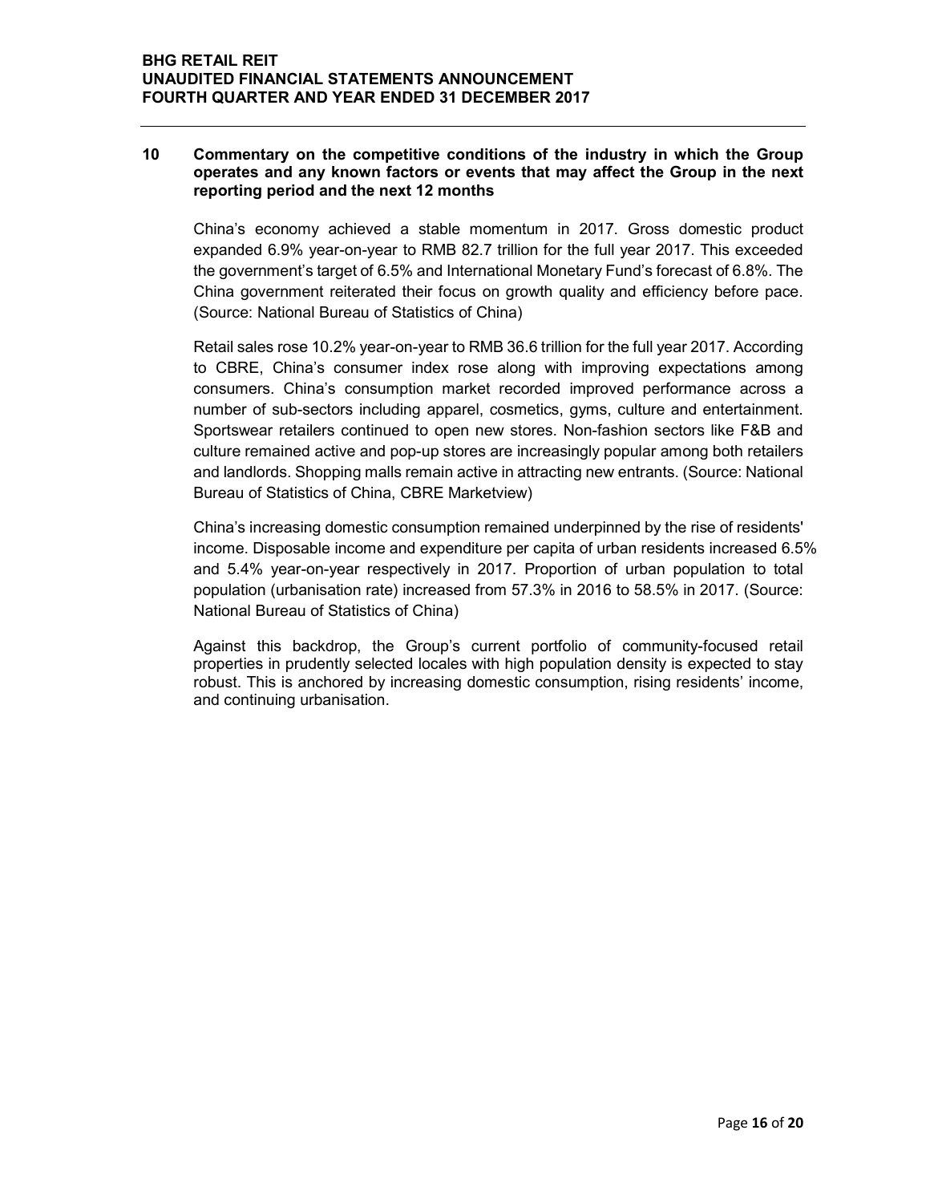## 10 Commentary on the competitive conditions of the industry in which the Group operates and any known factors or events that may affect the Group in the next reporting period and the next 12 months

China's economy achieved a stable momentum in 2017. Gross domestic product expanded 6.9% year-on-year to RMB 82.7 trillion for the full year 2017. This exceeded the government's target of 6.5% and International Monetary Fund's forecast of 6.8%. The China government reiterated their focus on growth quality and efficiency before pace. (Source: National Bureau of Statistics of China)

Retail sales rose 10.2% year-on-year to RMB 36.6 trillion for the full year 2017. According to CBRE, China's consumer index rose along with improving expectations among consumers. China's consumption market recorded improved performance across a number of sub-sectors including apparel, cosmetics, gyms, culture and entertainment. Sportswear retailers continued to open new stores. Non-fashion sectors like F&B and culture remained active and pop-up stores are increasingly popular among both retailers and landlords. Shopping malls remain active in attracting new entrants. (Source: National Bureau of Statistics of China, CBRE Marketview)

China's increasing domestic consumption remained underpinned by the rise of residents' income. Disposable income and expenditure per capita of urban residents increased 6.5% and 5.4% year-on-year respectively in 2017. Proportion of urban population to total population (urbanisation rate) increased from 57.3% in 2016 to 58.5% in 2017. (Source: National Bureau of Statistics of China)

Against this backdrop, the Group's current portfolio of community-focused retail properties in prudently selected locales with high population density is expected to stay robust. This is anchored by increasing domestic consumption, rising residents' income, and continuing urbanisation.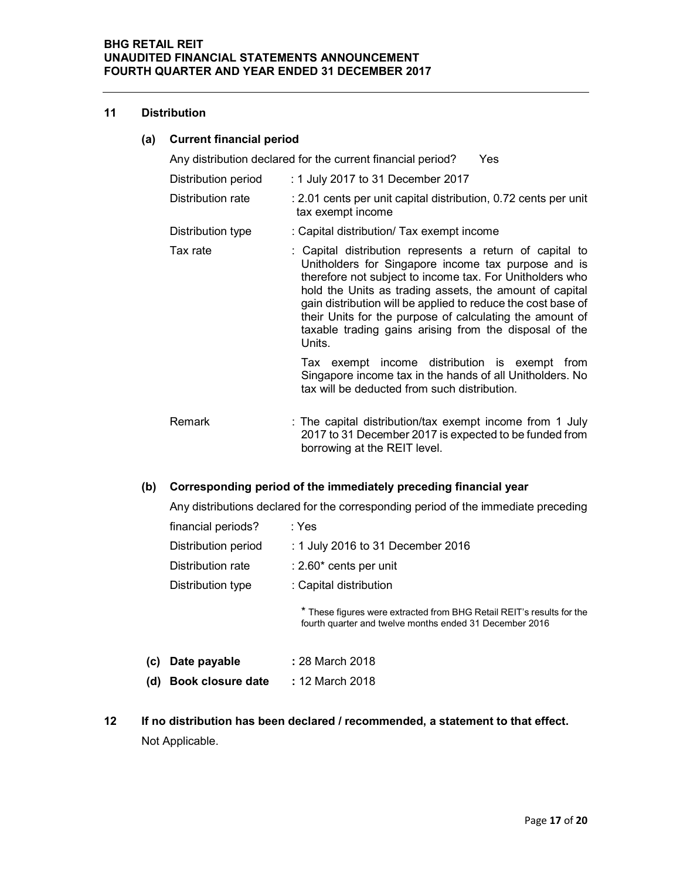## 11 Distribution

### (a) Current financial period

Any distribution declared for the current financial period? Yes

| | |
|---|---|
| Distribution period | : 1 July 2017 to 31 December 2017 |
| Distribution rate | : 2.01 cents per unit capital distribution, 0.72 cents per unit tax exempt income |
| Distribution type | : Capital distribution/ Tax exempt income |
| Tax rate | : Capital distribution represents a return of capital to Unitholders for Singapore income tax purpose and is therefore not subject to income tax. For Unitholders who hold the Units as trading assets, the amount of capital gain distribution will be applied to reduce the cost base of their Units for the purpose of calculating the amount of taxable trading gains arising from the disposal of the Units.<br><br>Tax exempt income distribution is exempt from Singapore income tax in the hands of all Unitholders. No tax will be deducted from such distribution. |
| Remark | : The capital distribution/tax exempt income from 1 July 2017 to 31 December 2017 is expected to be funded from borrowing at the REIT level. |

### (b) Corresponding period of the immediately preceding financial year

Any distributions declared for the corresponding period of the immediate preceding

| | |
|---|---|
| financial periods? | : Yes |
| Distribution period | : 1 July 2016 to 31 December 2016 |
| Distribution rate | : 2.60* cents per unit |
| Distribution type | : Capital distribution |

\* These figures were extracted from BHG Retail REIT's results for the fourth quarter and twelve months ended 31 December 2016

**(c) Date payable** **:** 28 March 2018

**(d) Book closure date** **:** 12 March 2018

## 12 If no distribution has been declared / recommended, a statement to that effect.

Not Applicable.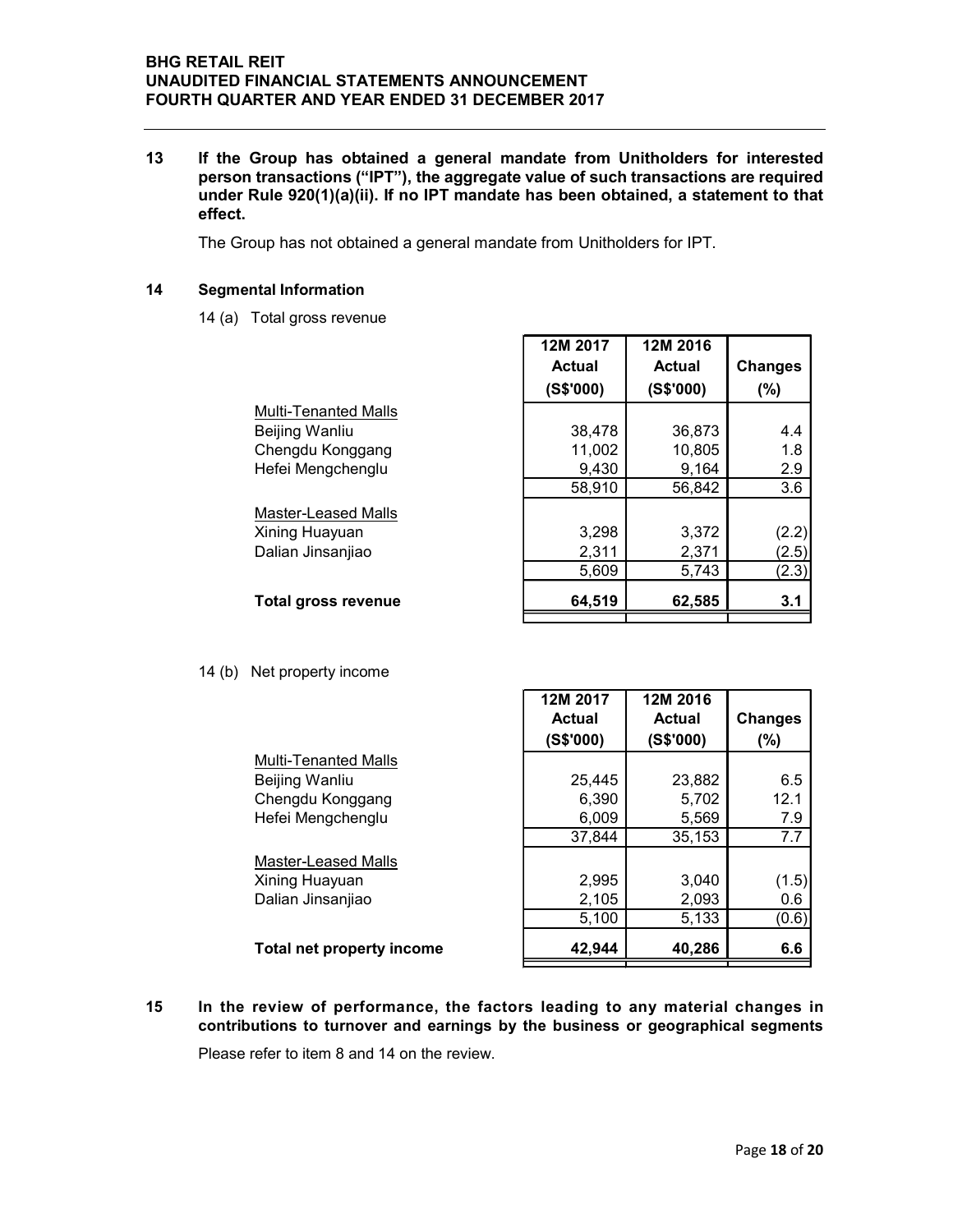**13 If the Group has obtained a general mandate from Unitholders for interested person transactions ("IPT"), the aggregate value of such transactions are required under Rule 920(1)(a)(ii). If no IPT mandate has been obtained, a statement to that effect.**

The Group has not obtained a general mandate from Unitholders for IPT.

**14 Segmental Information**

14 (a) Total gross revenue

| | 12M 2017 Actual (S$'000) | 12M 2016 Actual (S$'000) | Changes (%) |
|---|---|---|---|
| Multi-Tenanted Malls | | | |
| Beijing Wanliu | 38,478 | 36,873 | 4.4 |
| Chengdu Konggang | 11,002 | 10,805 | 1.8 |
| Hefei Mengchenglu | 9,430 | 9,164 | 2.9 |
| | 58,910 | 56,842 | 3.6 |
| Master-Leased Malls | | | |
| Xining Huayuan | 3,298 | 3,372 | (2.2) |
| Dalian Jinsanjiao | 2,311 | 2,371 | (2.5) |
| | 5,609 | 5,743 | (2.3) |
| **Total gross revenue** | **64,519** | **62,585** | **3.1** |

14 (b) Net property income

| | 12M 2017 Actual (S$'000) | 12M 2016 Actual (S$'000) | Changes (%) |
|---|---|---|---|
| Multi-Tenanted Malls | | | |
| Beijing Wanliu | 25,445 | 23,882 | 6.5 |
| Chengdu Konggang | 6,390 | 5,702 | 12.1 |
| Hefei Mengchenglu | 6,009 | 5,569 | 7.9 |
| | 37,844 | 35,153 | 7.7 |
| Master-Leased Malls | | | |
| Xining Huayuan | 2,995 | 3,040 | (1.5) |
| Dalian Jinsanjiao | 2,105 | 2,093 | 0.6 |
| | 5,100 | 5,133 | (0.6) |
| **Total net property income** | **42,944** | **40,286** | **6.6** |

**15 In the review of performance, the factors leading to any material changes in contributions to turnover and earnings by the business or geographical segments**

Please refer to item 8 and 14 on the review.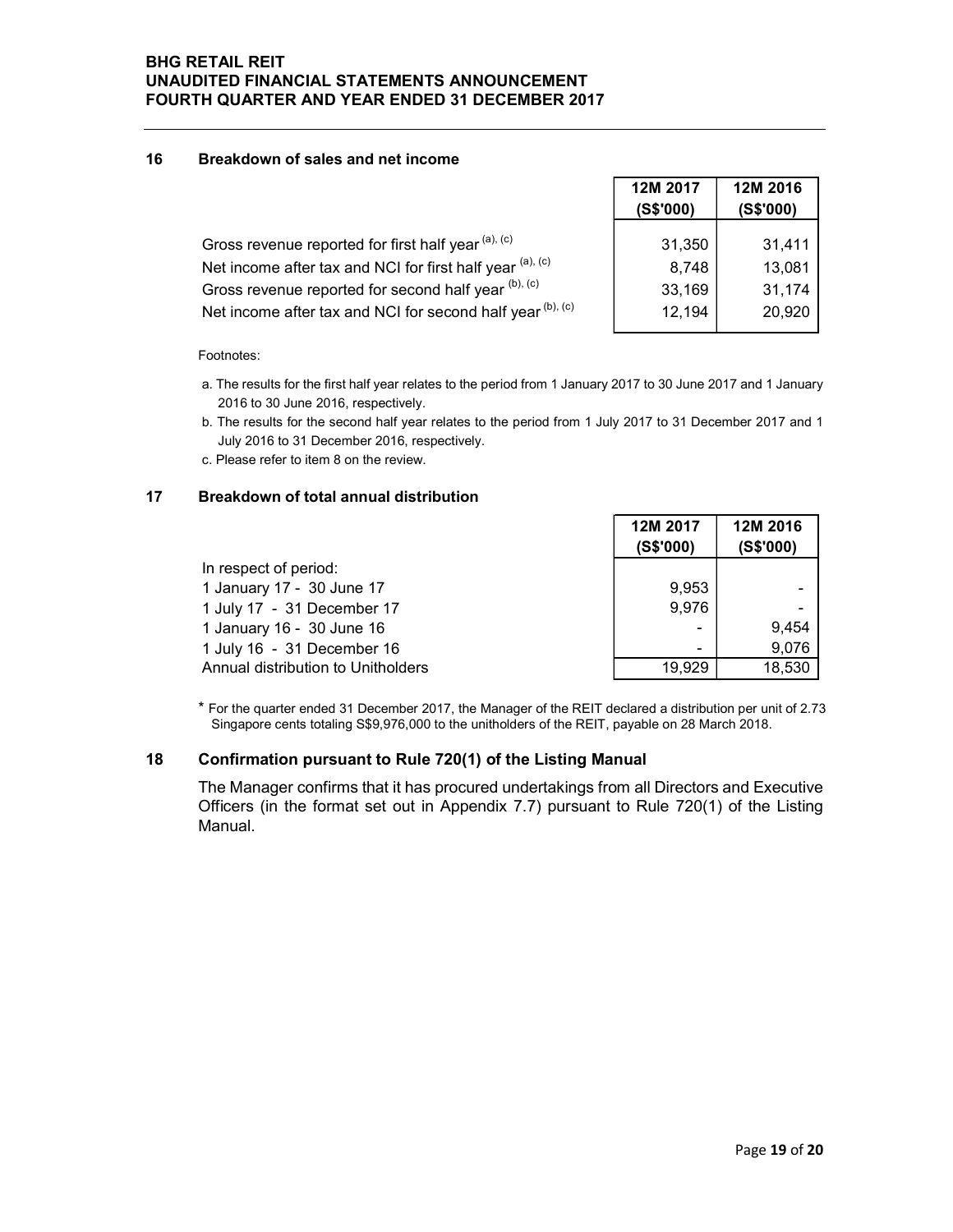## 16 Breakdown of sales and net income

| | 12M 2017 (S$'000) | 12M 2016 (S$'000) |
|---|---|---|
| Gross revenue reported for first half year [(a), (c)] | 31,350 | 31,411 |
| Net income after tax and NCI for first half year [(a), (c)] | 8,748 | 13,081 |
| Gross revenue reported for second half year [(b), (c)] | 33,169 | 31,174 |
| Net income after tax and NCI for second half year [(b), (c)] | 12,194 | 20,920 |

Footnotes:

a. The results for the first half year relates to the period from 1 January 2017 to 30 June 2017 and 1 January 2016 to 30 June 2016, respectively.

b. The results for the second half year relates to the period from 1 July 2017 to 31 December 2017 and 1 July 2016 to 31 December 2016, respectively.

c. Please refer to item 8 on the review.

## 17 Breakdown of total annual distribution

| | 12M 2017 (S$'000) | 12M 2016 (S$'000) |
|---|---|---|
| In respect of period: | | |
| 1 January 17 - 30 June 17 | 9,953 | - |
| 1 July 17 - 31 December 17 | 9,976 | - |
| 1 January 16 - 30 June 16 | - | 9,454 |
| 1 July 16 - 31 December 16 | - | 9,076 |
| Annual distribution to Unitholders | 19,929 | 18,530 |

* For the quarter ended 31 December 2017, the Manager of the REIT declared a distribution per unit of 2.73 Singapore cents totaling S$9,976,000 to the unitholders of the REIT, payable on 28 March 2018.

## 18 Confirmation pursuant to Rule 720(1) of the Listing Manual

The Manager confirms that it has procured undertakings from all Directors and Executive Officers (in the format set out in Appendix 7.7) pursuant to Rule 720(1) of the Listing Manual.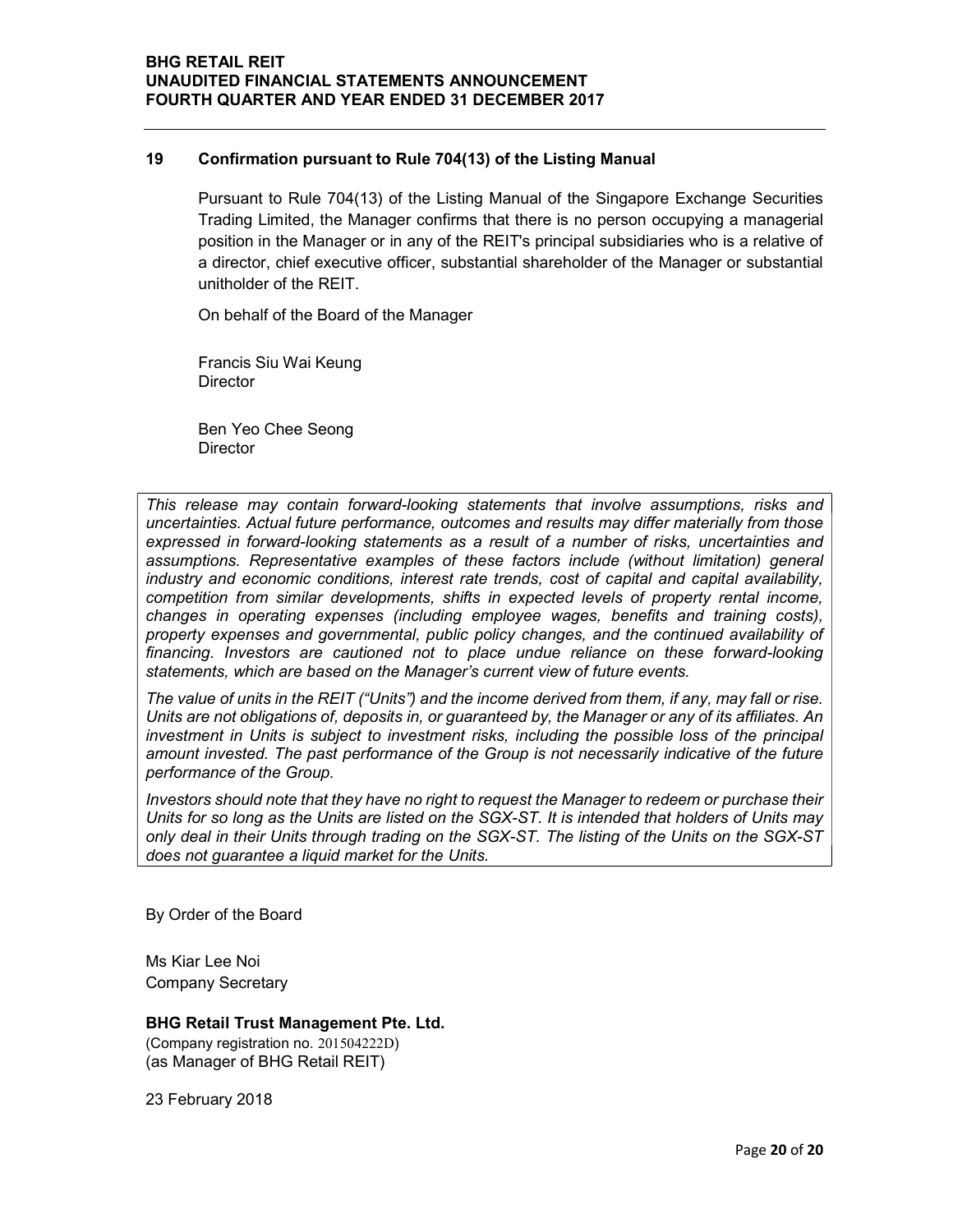## 19 Confirmation pursuant to Rule 704(13) of the Listing Manual

Pursuant to Rule 704(13) of the Listing Manual of the Singapore Exchange Securities Trading Limited, the Manager confirms that there is no person occupying a managerial position in the Manager or in any of the REIT's principal subsidiaries who is a relative of a director, chief executive officer, substantial shareholder of the Manager or substantial unitholder of the REIT.

On behalf of the Board of the Manager

Francis Siu Wai Keung
Director

Ben Yeo Chee Seong
Director

*This release may contain forward-looking statements that involve assumptions, risks and uncertainties. Actual future performance, outcomes and results may differ materially from those expressed in forward-looking statements as a result of a number of risks, uncertainties and assumptions. Representative examples of these factors include (without limitation) general industry and economic conditions, interest rate trends, cost of capital and capital availability, competition from similar developments, shifts in expected levels of property rental income, changes in operating expenses (including employee wages, benefits and training costs), property expenses and governmental, public policy changes, and the continued availability of financing. Investors are cautioned not to place undue reliance on these forward-looking statements, which are based on the Manager's current view of future events.*

*The value of units in the REIT ("Units") and the income derived from them, if any, may fall or rise. Units are not obligations of, deposits in, or guaranteed by, the Manager or any of its affiliates. An investment in Units is subject to investment risks, including the possible loss of the principal amount invested. The past performance of the Group is not necessarily indicative of the future performance of the Group.*

*Investors should note that they have no right to request the Manager to redeem or purchase their Units for so long as the Units are listed on the SGX-ST. It is intended that holders of Units may only deal in their Units through trading on the SGX-ST. The listing of the Units on the SGX-ST does not guarantee a liquid market for the Units.*

By Order of the Board

Ms Kiar Lee Noi
Company Secretary

**BHG Retail Trust Management Pte. Ltd.**
(Company registration no. 201504222D)
(as Manager of BHG Retail REIT)

23 February 2018